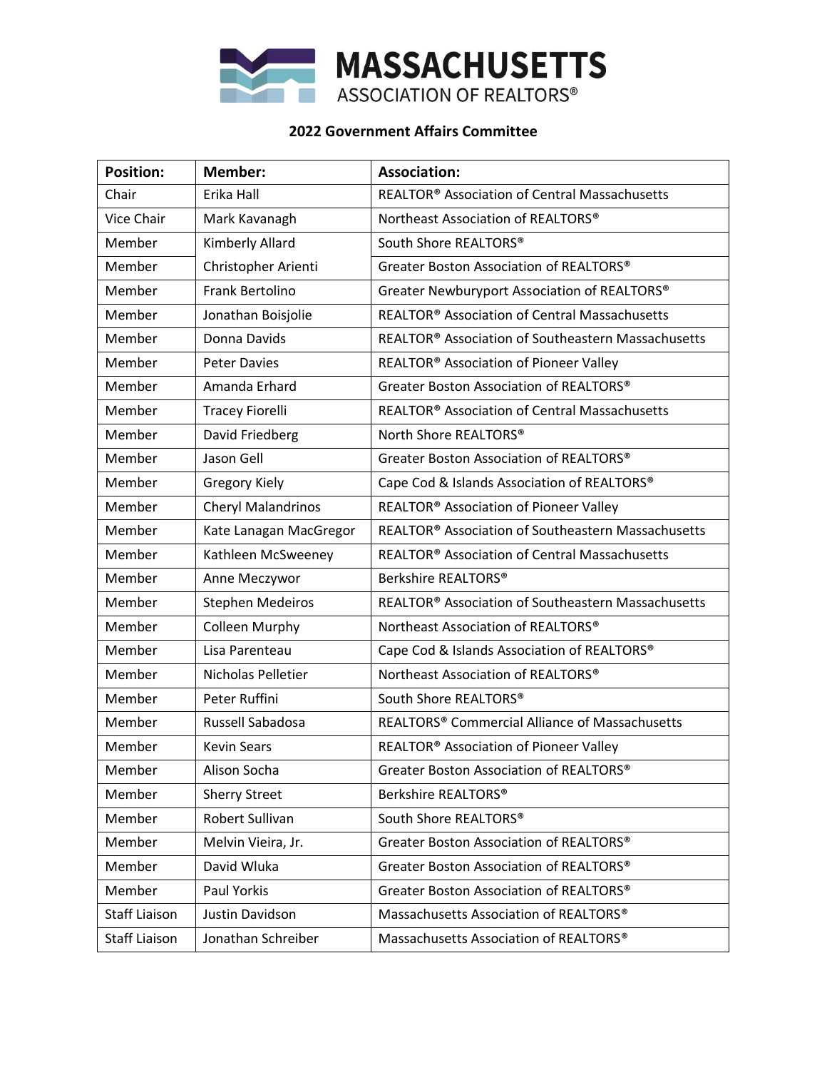# MASSACHUSETTS ASSOCIATION OF REALTORS®

## 2022 Government Affairs Committee

| Position: | Member: | Association: |
| --- | --- | --- |
| Chair | Erika Hall | REALTOR® Association of Central Massachusetts |
| Vice Chair | Mark Kavanagh | Northeast Association of REALTORS® |
| Member | Kimberly Allard | South Shore REALTORS® |
| Member | Christopher Arienti | Greater Boston Association of REALTORS® |
| Member | Frank Bertolino | Greater Newburyport Association of REALTORS® |
| Member | Jonathan Boisjolie | REALTOR® Association of Central Massachusetts |
| Member | Donna Davids | REALTOR® Association of Southeastern Massachusetts |
| Member | Peter Davies | REALTOR® Association of Pioneer Valley |
| Member | Amanda Erhard | Greater Boston Association of REALTORS® |
| Member | Tracey Fiorelli | REALTOR® Association of Central Massachusetts |
| Member | David Friedberg | North Shore REALTORS® |
| Member | Jason Gell | Greater Boston Association of REALTORS® |
| Member | Gregory Kiely | Cape Cod & Islands Association of REALTORS® |
| Member | Cheryl Malandrinos | REALTOR® Association of Pioneer Valley |
| Member | Kate Lanagan MacGregor | REALTOR® Association of Southeastern Massachusetts |
| Member | Kathleen McSweeney | REALTOR® Association of Central Massachusetts |
| Member | Anne Meczywor | Berkshire REALTORS® |
| Member | Stephen Medeiros | REALTOR® Association of Southeastern Massachusetts |
| Member | Colleen Murphy | Northeast Association of REALTORS® |
| Member | Lisa Parenteau | Cape Cod & Islands Association of REALTORS® |
| Member | Nicholas Pelletier | Northeast Association of REALTORS® |
| Member | Peter Ruffini | South Shore REALTORS® |
| Member | Russell Sabadosa | REALTORS® Commercial Alliance of Massachusetts |
| Member | Kevin Sears | REALTOR® Association of Pioneer Valley |
| Member | Alison Socha | Greater Boston Association of REALTORS® |
| Member | Sherry Street | Berkshire REALTORS® |
| Member | Robert Sullivan | South Shore REALTORS® |
| Member | Melvin Vieira, Jr. | Greater Boston Association of REALTORS® |
| Member | David Wluka | Greater Boston Association of REALTORS® |
| Member | Paul Yorkis | Greater Boston Association of REALTORS® |
| Staff Liaison | Justin Davidson | Massachusetts Association of REALTORS® |
| Staff Liaison | Jonathan Schreiber | Massachusetts Association of REALTORS® |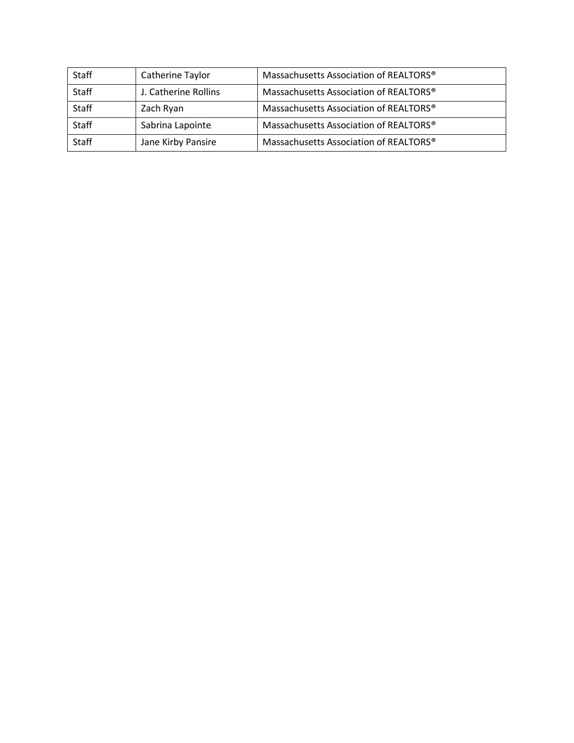| | | |
|---|---|---|
| Staff | Catherine Taylor | Massachusetts Association of REALTORS® |
| Staff | J. Catherine Rollins | Massachusetts Association of REALTORS® |
| Staff | Zach Ryan | Massachusetts Association of REALTORS® |
| Staff | Sabrina Lapointe | Massachusetts Association of REALTORS® |
| Staff | Jane Kirby Pansire | Massachusetts Association of REALTORS® |